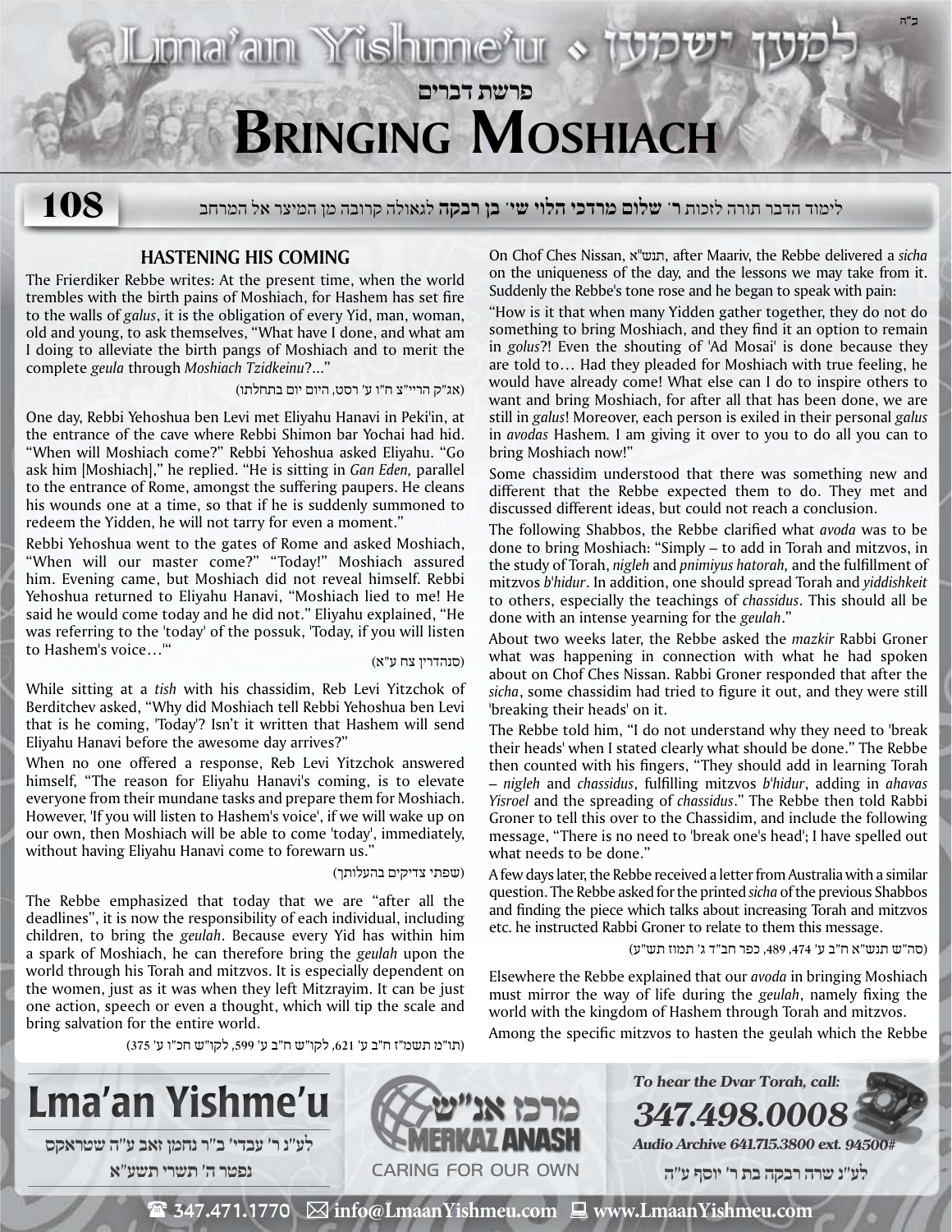# פרשת דברים

# Bringing Moshiach

**108**

לימוד הדבר תורה לזכות **ר' שלום מרדכי הלוי שי' בן רבקה** לגאולה קרובה מן המיצר אל המרחב

## HASTENING HIS COMING

The Frierdiker Rebbe writes: At the present time, when the world trembles with the birth pains of Moshiach, for Hashem has set fire to the walls of *galus*, it is the obligation of every Yid, man, woman, old and young, to ask themselves, "What have I done, and what am I doing to alleviate the birth pangs of Moshiach and to merit the complete *geula* through *Moshiach Tzidkeinu*?..."

(אג"ק הריי"צ ח"ו ע' רסט, היום יום בתחלתו)

One day, Rebbi Yehoshua ben Levi met Eliyahu Hanavi in Peki'in, at the entrance of the cave where Rebbi Shimon bar Yochai had hid. "When will Moshiach come?" Rebbi Yehoshua asked Eliyahu. "Go ask him [Moshiach]," he replied. "He is sitting in *Gan Eden,* parallel to the entrance of Rome, amongst the suffering paupers. He cleans his wounds one at a time, so that if he is suddenly summoned to redeem the Yidden, he will not tarry for even a moment."

Rebbi Yehoshua went to the gates of Rome and asked Moshiach, "When will our master come?" "Today!" Moshiach assured him. Evening came, but Moshiach did not reveal himself. Rebbi Yehoshua returned to Eliyahu Hanavi, "Moshiach lied to me! He said he would come today and he did not." Eliyahu explained, "He was referring to the 'today' of the possuk, 'Today, if you will listen to Hashem's voice…'"

(סנהדרין צח ע"א)

While sitting at a *tish* with his chassidim, Reb Levi Yitzchok of Berditchev asked, "Why did Moshiach tell Rebbi Yehoshua ben Levi that is he coming, 'Today'? Isn't it written that Hashem will send Eliyahu Hanavi before the awesome day arrives?"

When no one offered a response, Reb Levi Yitzchok answered himself, "The reason for Eliyahu Hanavi's coming, is to elevate everyone from their mundane tasks and prepare them for Moshiach. However, 'If you will listen to Hashem's voice', if we will wake up on our own, then Moshiach will be able to come 'today', immediately, without having Eliyahu Hanavi come to forewarn us."

(שפתי צדיקים בהעלותך)

The Rebbe emphasized that today that we are "after all the deadlines", it is now the responsibility of each individual, including children, to bring the *geulah*. Because every Yid has within him a spark of Moshiach, he can therefore bring the *geulah* upon the world through his Torah and mitzvos. It is especially dependent on the women, just as it was when they left Mitzrayim. It can be just one action, speech or even a thought, which will tip the scale and bring salvation for the entire world.

(תו"מ תשמ"ז ח"ב ע' 621, לקו"ש ח"ב ע' 599, לקו"ש חכ"ו ע' 375)

On Chof Ches Nissan, תנש"א, after Maariv, the Rebbe delivered a *sicha* on the uniqueness of the day, and the lessons we may take from it. Suddenly the Rebbe's tone rose and he began to speak with pain:

"How is it that when many Yidden gather together, they do not do something to bring Moshiach, and they find it an option to remain in *golus*?! Even the shouting of 'Ad Mosai' is done because they are told to… Had they pleaded for Moshiach with true feeling, he would have already come! What else can I do to inspire others to want and bring Moshiach, for after all that has been done, we are still in *galus*! Moreover, each person is exiled in their personal *galus* in *avodas* Hashem. I am giving it over to you to do all you can to bring Moshiach now!"

Some chassidim understood that there was something new and different that the Rebbe expected them to do. They met and discussed different ideas, but could not reach a conclusion.

The following Shabbos, the Rebbe clarified what *avoda* was to be done to bring Moshiach: "Simply – to add in Torah and mitzvos, in the study of Torah, *nigleh* and *pnimiyus hatorah,* and the fulfillment of mitzvos *b'hidur*. In addition, one should spread Torah and *yiddishkeit* to others, especially the teachings of *chassidus*. This should all be done with an intense yearning for the *geulah*."

About two weeks later, the Rebbe asked the *mazkir* Rabbi Groner what was happening in connection with what he had spoken about on Chof Ches Nissan. Rabbi Groner responded that after the *sicha*, some chassidim had tried to figure it out, and they were still 'breaking their heads' on it.

The Rebbe told him, "I do not understand why they need to 'break their heads' when I stated clearly what should be done." The Rebbe then counted with his fingers, "They should add in learning Torah – *nigleh* and *chassidus*, fulfilling mitzvos *b'hidur*, adding in *ahavas Yisroel* and the spreading of *chassidus*." The Rebbe then told Rabbi Groner to tell this over to the Chassidim, and include the following message, "There is no need to 'break one's head'; I have spelled out what needs to be done."

A few days later, the Rebbe received a letter from Australia with a similar question. The Rebbe asked for the printed *sicha* of the previous Shabbos and finding the piece which talks about increasing Torah and mitzvos etc. he instructed Rabbi Groner to relate to them this message.

(סה"ש תנש"א ח"ב ע' 474, 489, כפר חב"ד ג' תמוז תש"ע)

Elsewhere the Rebbe explained that our *avoda* in bringing Moshiach must mirror the way of life during the *geulah*, namely fixing the world with the kingdom of Hashem through Torah and mitzvos.

Among the specific mitzvos to hasten the geulah which the Rebbe

---

**Lma'an Yishme'u**

לע"נ ר' עבדי' ב"ר נחמן זאב ע"ה שטראקס
נפטר ה' תשרי תשע"א

מרכז אנ"ש MERKAZ ANASH — CARING FOR OUR OWN

*To hear the Dvar Torah, call:* **347.498.0008**
*Audio Archive 641.715.3800 ext. 94500#*
לע"נ שרה רבקה בת ר' יוסף ע"ה

347.471.1770 | info@LmaanYishmeu.com | www.LmaanYishmeu.com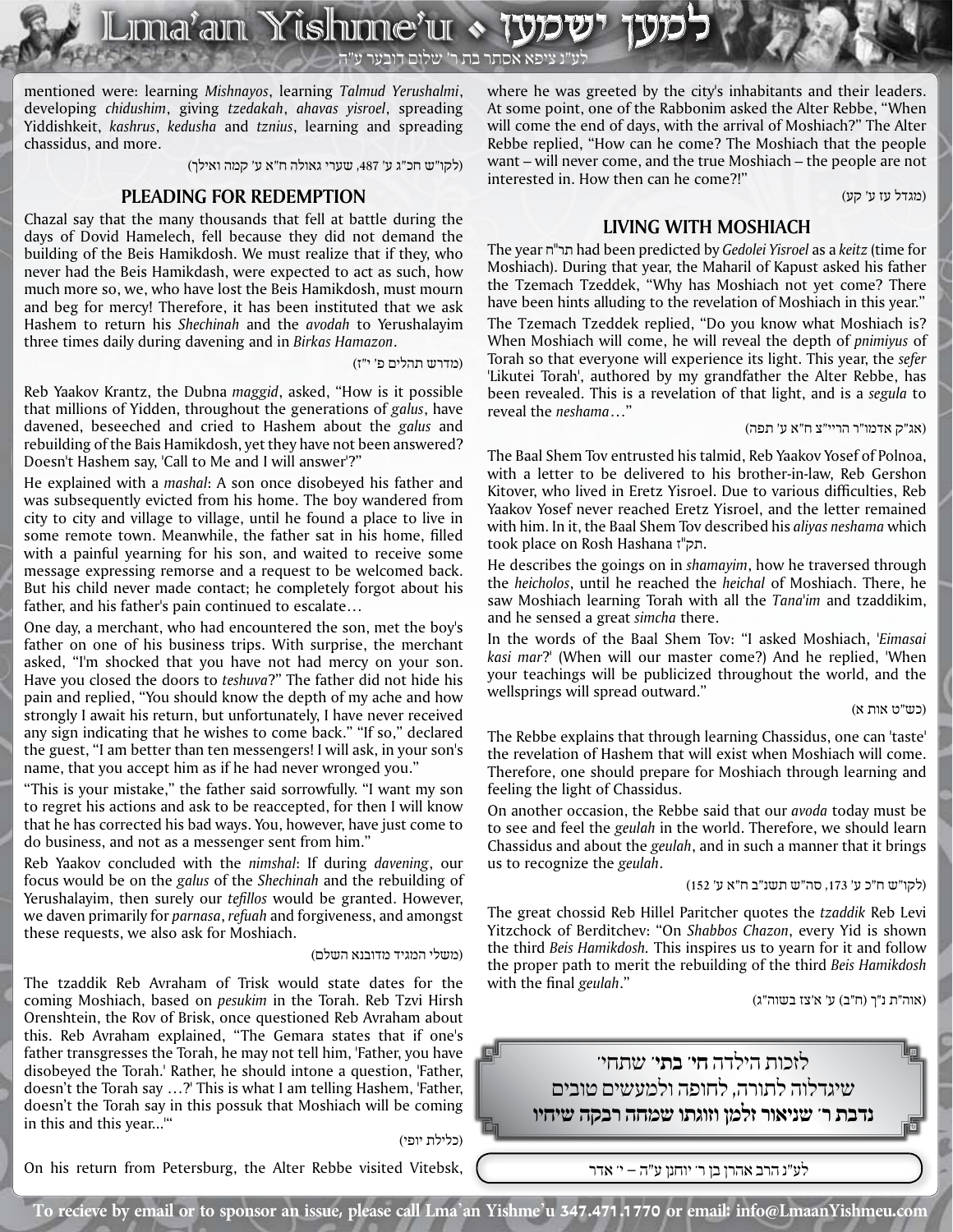mentioned were: learning *Mishnayos*, learning *Talmud Yerushalmi*, developing *chidushim*, giving *tzedakah*, *ahavas yisroel*, spreading Yiddishkeit, *kashrus*, *kedusha* and *tznius*, learning and spreading chassidus, and more.

(לקו"ש חכ"ג ע' 487, שערי גאולה ח"א ע' קמה ואילך)

## PLEADING FOR REDEMPTION

Chazal say that the many thousands that fell at battle during the days of Dovid Hamelech, fell because they did not demand the building of the Beis Hamikdosh. We must realize that if they, who never had the Beis Hamikdash, were expected to act as such, how much more so, we, who have lost the Beis Hamikdosh, must mourn and beg for mercy! Therefore, it has been instituted that we ask Hashem to return his *Shechinah* and the *avodah* to Yerushalayim three times daily during davening and in *Birkas Hamazon*.

(מדרש תהלים פ' י"ז)

Reb Yaakov Krantz, the Dubna *maggid*, asked, "How is it possible that millions of Yidden, throughout the generations of *galus*, have davened, beseeched and cried to Hashem about the *galus* and rebuilding of the Bais Hamikdosh, yet they have not been answered? Doesn't Hashem say, 'Call to Me and I will answer'?"

He explained with a *mashal*: A son once disobeyed his father and was subsequently evicted from his home. The boy wandered from city to city and village to village, until he found a place to live in some remote town. Meanwhile, the father sat in his home, filled with a painful yearning for his son, and waited to receive some message expressing remorse and a request to be welcomed back. But his child never made contact; he completely forgot about his father, and his father's pain continued to escalate…

One day, a merchant, who had encountered the son, met the boy's father on one of his business trips. With surprise, the merchant asked, "I'm shocked that you have not had mercy on your son. Have you closed the doors to *teshuva*?" The father did not hide his pain and replied, "You should know the depth of my ache and how strongly I await his return, but unfortunately, I have never received any sign indicating that he wishes to come back." "If so," declared the guest, "I am better than ten messengers! I will ask, in your son's name, that you accept him as if he had never wronged you."

"This is your mistake," the father said sorrowfully. "I want my son to regret his actions and ask to be reaccepted, for then I will know that he has corrected his bad ways. You, however, have just come to do business, and not as a messenger sent from him."

Reb Yaakov concluded with the *nimshal*: If during *davening*, our focus would be on the *galus* of the *Shechinah* and the rebuilding of Yerushalayim, then surely our *tefillos* would be granted. However, we daven primarily for *parnasa*, *refuah* and forgiveness, and amongst these requests, we also ask for Moshiach.

(משלי המגיד מדובנא השלם)

The tzaddik Reb Avraham of Trisk would state dates for the coming Moshiach, based on *pesukim* in the Torah. Reb Tzvi Hirsh Orenshtein, the Rov of Brisk, once questioned Reb Avraham about this. Reb Avraham explained, "The Gemara states that if one's father transgresses the Torah, he may not tell him, 'Father, you have disobeyed the Torah.' Rather, he should intone a question, 'Father, doesn't the Torah say …?' This is what I am telling Hashem, 'Father, doesn't the Torah say in this possuk that Moshiach will be coming in this and this year...'"

(כלילת יופי)

On his return from Petersburg, the Alter Rebbe visited Vitebsk, where he was greeted by the city's inhabitants and their leaders. At some point, one of the Rabbonim asked the Alter Rebbe, "When will come the end of days, with the arrival of Moshiach?" The Alter Rebbe replied, "How can he come? The Moshiach that the people want – will never come, and the true Moshiach – the people are not interested in. How then can he come?!"

(מגדל עז ע' קע)

## LIVING WITH MOSHIACH

The year תר"ח had been predicted by *Gedolei Yisroel* as a *keitz* (time for Moshiach). During that year, the Maharil of Kapust asked his father the Tzemach Tzeddek, "Why has Moshiach not yet come? There have been hints alluding to the revelation of Moshiach in this year."

The Tzemach Tzeddek replied, "Do you know what Moshiach is? When Moshiach will come, he will reveal the depth of *pnimiyus* of Torah so that everyone will experience its light. This year, the *sefer* 'Likutei Torah', authored by my grandfather the Alter Rebbe, has been revealed. This is a revelation of that light, and is a *segula* to reveal the *neshama*…"

(אג"ק אדמו"ר הריי"צ ח"א ע' תפה)

The Baal Shem Tov entrusted his talmid, Reb Yaakov Yosef of Polnoa, with a letter to be delivered to his brother-in-law, Reb Gershon Kitover, who lived in Eretz Yisroel. Due to various difficulties, Reb Yaakov Yosef never reached Eretz Yisroel, and the letter remained with him. In it, the Baal Shem Tov described his *aliyas neshama* which took place on Rosh Hashana תק"ז.

He describes the goings on in *shamayim*, how he traversed through the *heicholos*, until he reached the *heichal* of Moshiach. There, he saw Moshiach learning Torah with all the *Tana'im* and tzaddikim, and he sensed a great *simcha* there.

In the words of the Baal Shem Tov: "I asked Moshiach, '*Eimasai kasi mar*?' (When will our master come?) And he replied, 'When your teachings will be publicized throughout the world, and the wellsprings will spread outward."

(כש"ט אות א)

The Rebbe explains that through learning Chassidus, one can 'taste' the revelation of Hashem that will exist when Moshiach will come. Therefore, one should prepare for Moshiach through learning and feeling the light of Chassidus.

On another occasion, the Rebbe said that our *avoda* today must be to see and feel the *geulah* in the world. Therefore, we should learn Chassidus and about the *geulah*, and in such a manner that it brings us to recognize the *geulah*.

(לקו"ש ח"כ ע' 173, סה"ש תשנ"ב ח"א ע' 152)

The great chossid Reb Hillel Paritcher quotes the *tzaddik* Reb Levi Yitzchock of Berditchev: "On *Shabbos Chazon*, every Yid is shown the third *Beis Hamikdosh*. This inspires us to yearn for it and follow the proper path to merit the rebuilding of the third *Beis Hamikdosh* with the final *geulah*."

(אוה"ת נ"ך (ח"ב) ע' א'צז בשוה"ג)

לזכות הילדה **חי' בתי'** שתחי'
שיגדלוה לתורה, לחופה ולמעשים טובים
**נדבת ר' שניאור זלמן וזוגתו שמחה רבקה שיחיו**

לע"נ הרב אהרן בן ר' יוחנן ע"ה – י' אדר